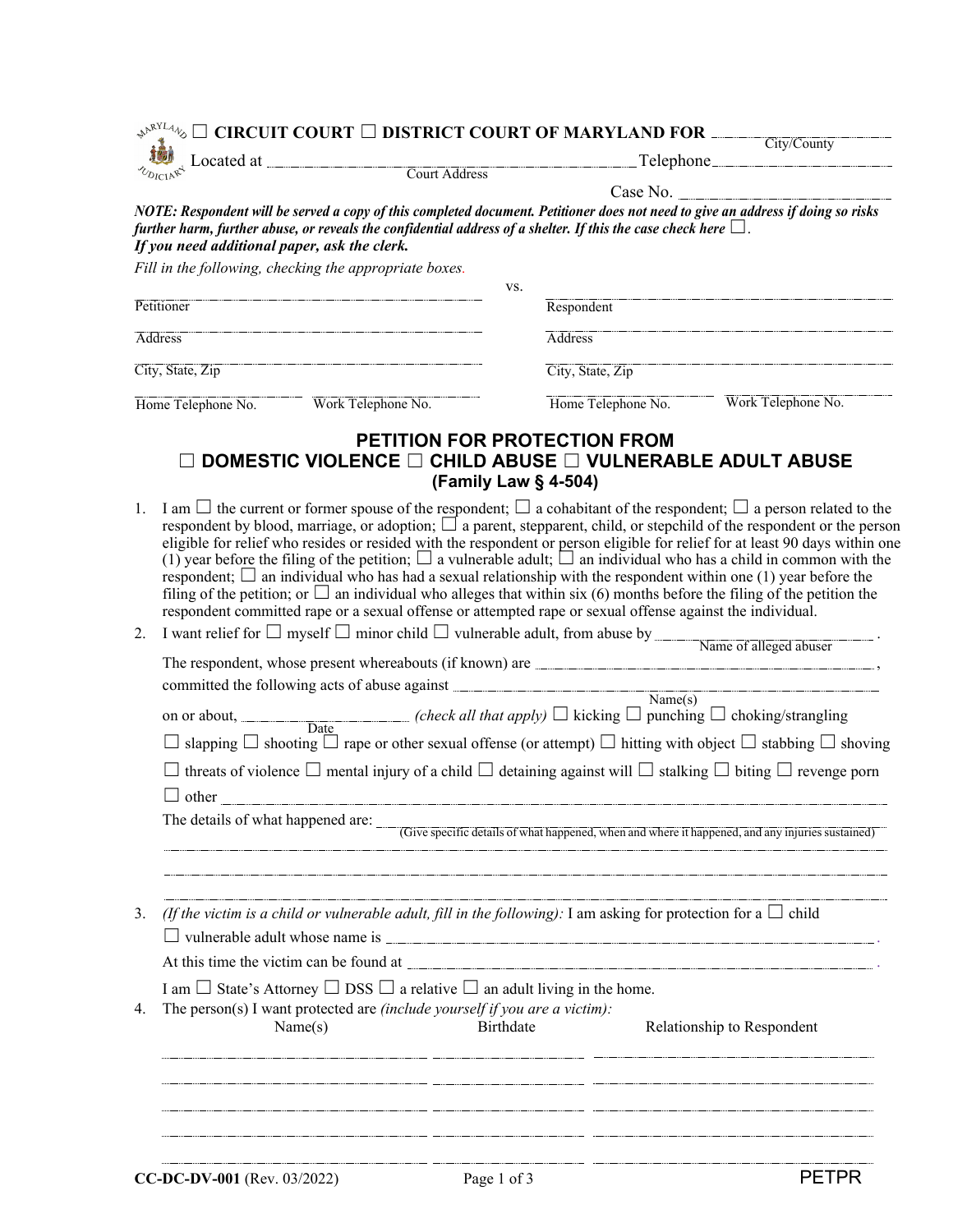☐ CIRCUIT COURT ☐ DISTRICT COURT OF MARYLAND FOR ____________________ (City/County)

Located at ________________________________ (Court Address) Telephone ____________________

Case No. ____________________

***NOTE: Respondent will be served a copy of this completed document. Petitioner does not need to give an address if doing so risks further harm, further abuse, or reveals the confidential address of a shelter. If this the case check here ☐.***
***If you need additional paper, ask the clerk.***

*Fill in the following, checking the appropriate boxes.*

| | vs. | |
|---|---|---|
| Petitioner | | Respondent |
| Address | | Address |
| City, State, Zip | | City, State, Zip |
| Home Telephone No. / Work Telephone No. | | Home Telephone No. / Work Telephone No. |

## PETITION FOR PROTECTION FROM ☐ DOMESTIC VIOLENCE ☐ CHILD ABUSE ☐ VULNERABLE ADULT ABUSE

**(Family Law § 4-504)**

1. I am ☐ the current or former spouse of the respondent; ☐ a cohabitant of the respondent; ☐ a person related to the respondent by blood, marriage, or adoption; ☐ a parent, stepparent, child, or stepchild of the respondent or the person eligible for relief who resides or resided with the respondent or person eligible for relief for at least 90 days within one (1) year before the filing of the petition; ☐ a vulnerable adult; ☐ an individual who has a child in common with the respondent; ☐ an individual who has had a sexual relationship with the respondent within one (1) year before the filing of the petition; or ☐ an individual who alleges that within six (6) months before the filing of the petition the respondent committed rape or a sexual offense or attempted rape or sexual offense against the individual.

2. I want relief for ☐ myself ☐ minor child ☐ vulnerable adult, from abuse by ____________________ (Name of alleged abuser).

   The respondent, whose present whereabouts (if known) are ________________________________,

   committed the following acts of abuse against ________________________________ (Name(s))

   on or about, ____________ (Date) *(check all that apply)* ☐ kicking ☐ punching ☐ choking/strangling

   ☐ slapping ☐ shooting ☐ rape or other sexual offense (or attempt) ☐ hitting with object ☐ stabbing ☐ shoving

   ☐ threats of violence ☐ mental injury of a child ☐ detaining against will ☐ stalking ☐ biting ☐ revenge porn

   ☐ other ________________________________

   The details of what happened are: ________________________________ (Give specific details of what happened, when and where it happened, and any injuries sustained)

   ________________________________

   ________________________________

   ________________________________

3. *(If the victim is a child or vulnerable adult, fill in the following):* I am asking for protection for a ☐ child ☐ vulnerable adult whose name is ________________________________.

   At this time the victim can be found at ________________________________.

   I am ☐ State's Attorney ☐ DSS ☐ a relative ☐ an adult living in the home.

4. The person(s) I want protected are *(include yourself if you are a victim):*

| Name(s) | Birthdate | Relationship to Respondent |
|---|---|---|
| | | |
| | | |
| | | |
| | | |
| | | |

CC-DC-DV-001 (Rev. 03/2022) PETPR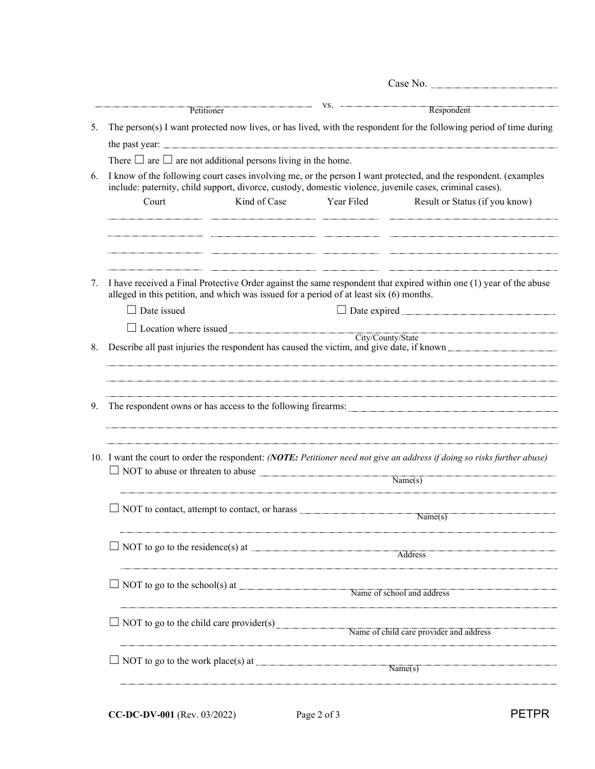Case No. ______________________

______________________________ vs. ______________________________
Petitioner                                                        Respondent

5. The person(s) I want protected now lives, or has lived, with the respondent for the following period of time during the past year: ______________________________

   There ☐ are ☐ are not additional persons living in the home.

6. I know of the following court cases involving me, or the person I want protected, and the respondent. (examples include: paternity, child support, divorce, custody, domestic violence, juvenile cases, criminal cases).

| Court | Kind of Case | Year Filed | Result or Status (if you know) |
|---|---|---|---|
| | | | |
| | | | |
| | | | |
| | | | |

7. I have received a Final Protective Order against the same respondent that expired within one (1) year of the abuse alleged in this petition, and which was issued for a period of at least six (6) months.

   ☐ Date issued                    ☐ Date expired ______________________

   ☐ Location where issued ______________________________
                                        City/County/State

8. Describe all past injuries the respondent has caused the victim, and give date, if known ______________________________

   ______________________________

   ______________________________

   ______________________________

9. The respondent owns or has access to the following firearms: ______________________________

   ______________________________

   ______________________________

10. I want the court to order the respondent: ***NOTE:** Petitioner need not give an address if doing so risks further abuse)*

    ☐ NOT to abuse or threaten to abuse ______________________________
                                                        Name(s)

    ______________________________

    ☐ NOT to contact, attempt to contact, or harass ______________________________
                                                        Name(s)

    ______________________________

    ☐ NOT to go to the residence(s) at ______________________________
                                                        Address

    ______________________________

    ☐ NOT to go to the school(s) at ______________________________
                                                        Name of school and address

    ______________________________

    ☐ NOT to go to the child care provider(s) ______________________________
                                                        Name of child care provider and address

    ______________________________

    ☐ NOT to go to the work place(s) at ______________________________
                                                        Name(s)

    ______________________________

**CC-DC-DV-001** (Rev. 03/2022)                                        PETPR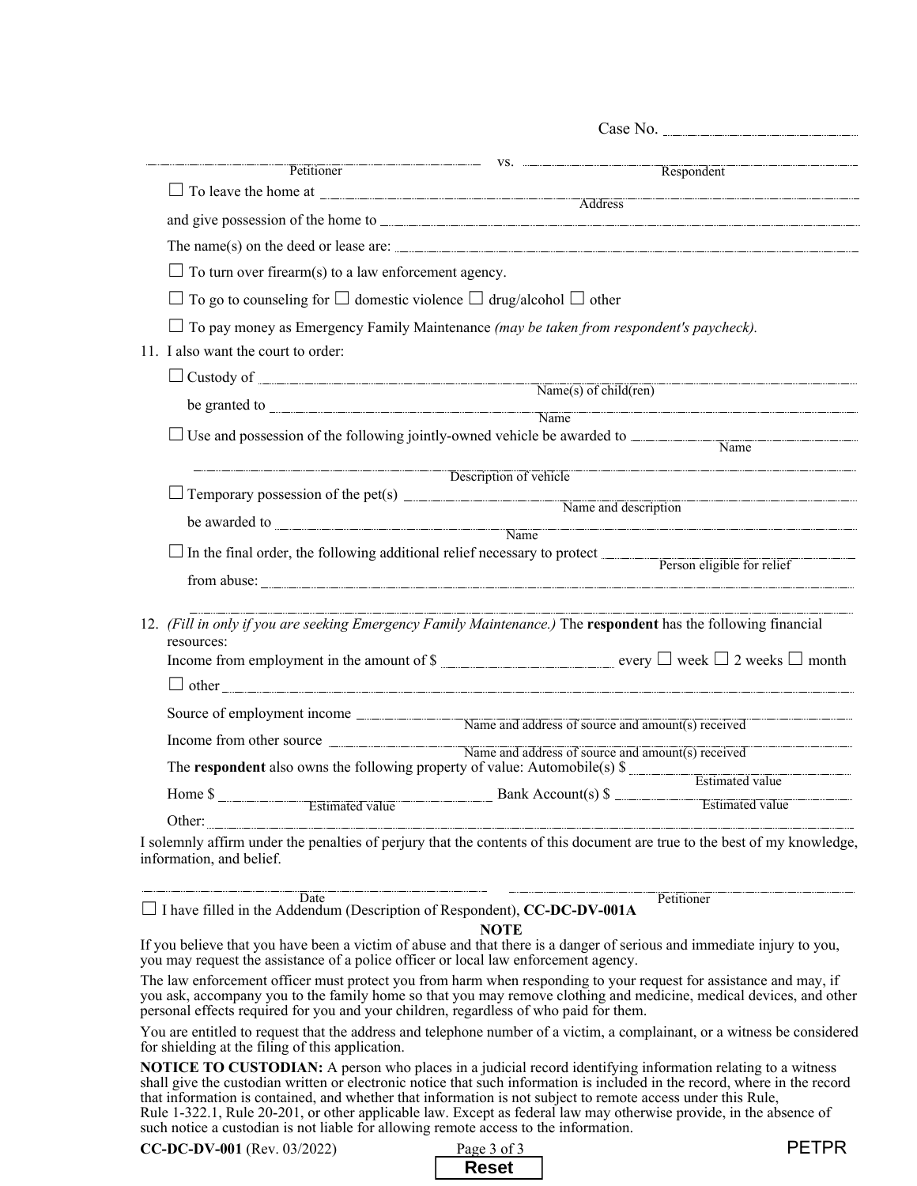Case No. ____________________

____________________ vs. ____________________
Petitioner Respondent

☐ To leave the home at ____________________
Address

and give possession of the home to ____________________

The name(s) on the deed or lease are: ____________________

☐ To turn over firearm(s) to a law enforcement agency.

☐ To go to counseling for ☐ domestic violence ☐ drug/alcohol ☐ other

☐ To pay money as Emergency Family Maintenance *(may be taken from respondent's paycheck).*

11. I also want the court to order:

☐ Custody of ____________________
Name(s) of child(ren)

be granted to ____________________
Name

☐ Use and possession of the following jointly-owned vehicle be awarded to ____________________
Name

____________________
Description of vehicle

☐ Temporary possession of the pet(s) ____________________
Name and description

be awarded to ____________________
Name

☐ In the final order, the following additional relief necessary to protect ____________________
Person eligible for relief

from abuse: ____________________

____________________

12. *(Fill in only if you are seeking Emergency Family Maintenance.)* The **respondent** has the following financial resources:

Income from employment in the amount of $ ____________ every ☐ week ☐ 2 weeks ☐ month

☐ other ____________________

Source of employment income ____________________
Name and address of source and amount(s) received

Income from other source ____________________
Name and address of source and amount(s) received

The **respondent** also owns the following property of value: Automobile(s) $ ____________
Estimated value

Home $ ____________ Bank Account(s) $ ____________
Estimated value Estimated value

Other: ____________________

I solemnly affirm under the penalties of perjury that the contents of this document are true to the best of my knowledge, information, and belief.

____________________ ____________________
Date Petitioner

☐ I have filled in the Addendum (Description of Respondent), **CC-DC-DV-001A**

**NOTE**

If you believe that you have been a victim of abuse and that there is a danger of serious and immediate injury to you, you may request the assistance of a police officer or local law enforcement agency.

The law enforcement officer must protect you from harm when responding to your request for assistance and may, if you ask, accompany you to the family home so that you may remove clothing and medicine, medical devices, and other personal effects required for you and your children, regardless of who paid for them.

You are entitled to request that the address and telephone number of a victim, a complainant, or a witness be considered for shielding at the filing of this application.

**NOTICE TO CUSTODIAN:** A person who places in a judicial record identifying information relating to a witness shall give the custodian written or electronic notice that such information is included in the record, where in the record that information is contained, and whether that information is not subject to remote access under this Rule, Rule 1-322.1, Rule 20-201, or other applicable law. Except as federal law may otherwise provide, in the absence of such notice a custodian is not liable for allowing remote access to the information.

**CC-DC-DV-001** (Rev. 03/2022) PETPR

Reset